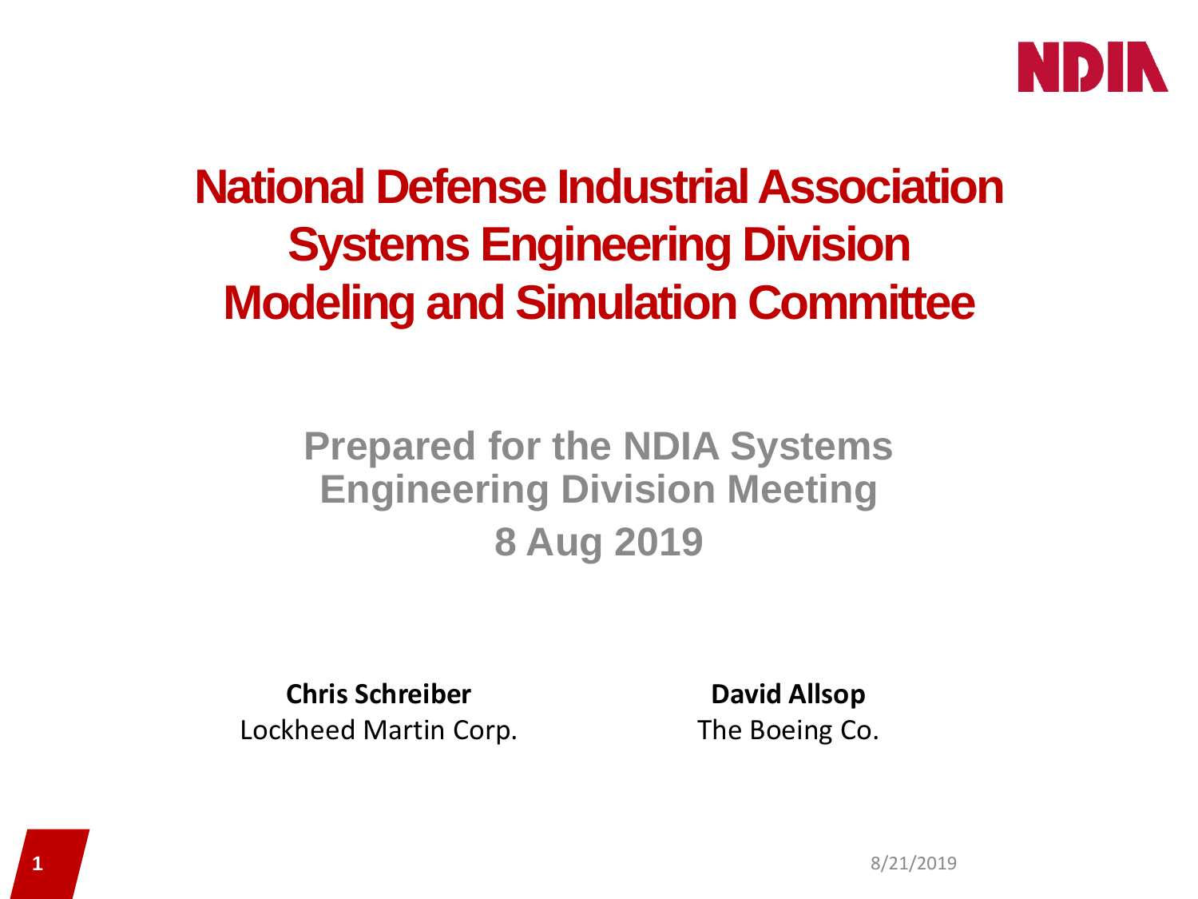# National Defense Industrial Association Systems Engineering Division Modeling and Simulation Committee

## Prepared for the NDIA Systems Engineering Division Meeting

## 8 Aug 2019

**Chris Schreiber**
Lockheed Martin Corp.

**David Allsop**
The Boeing Co.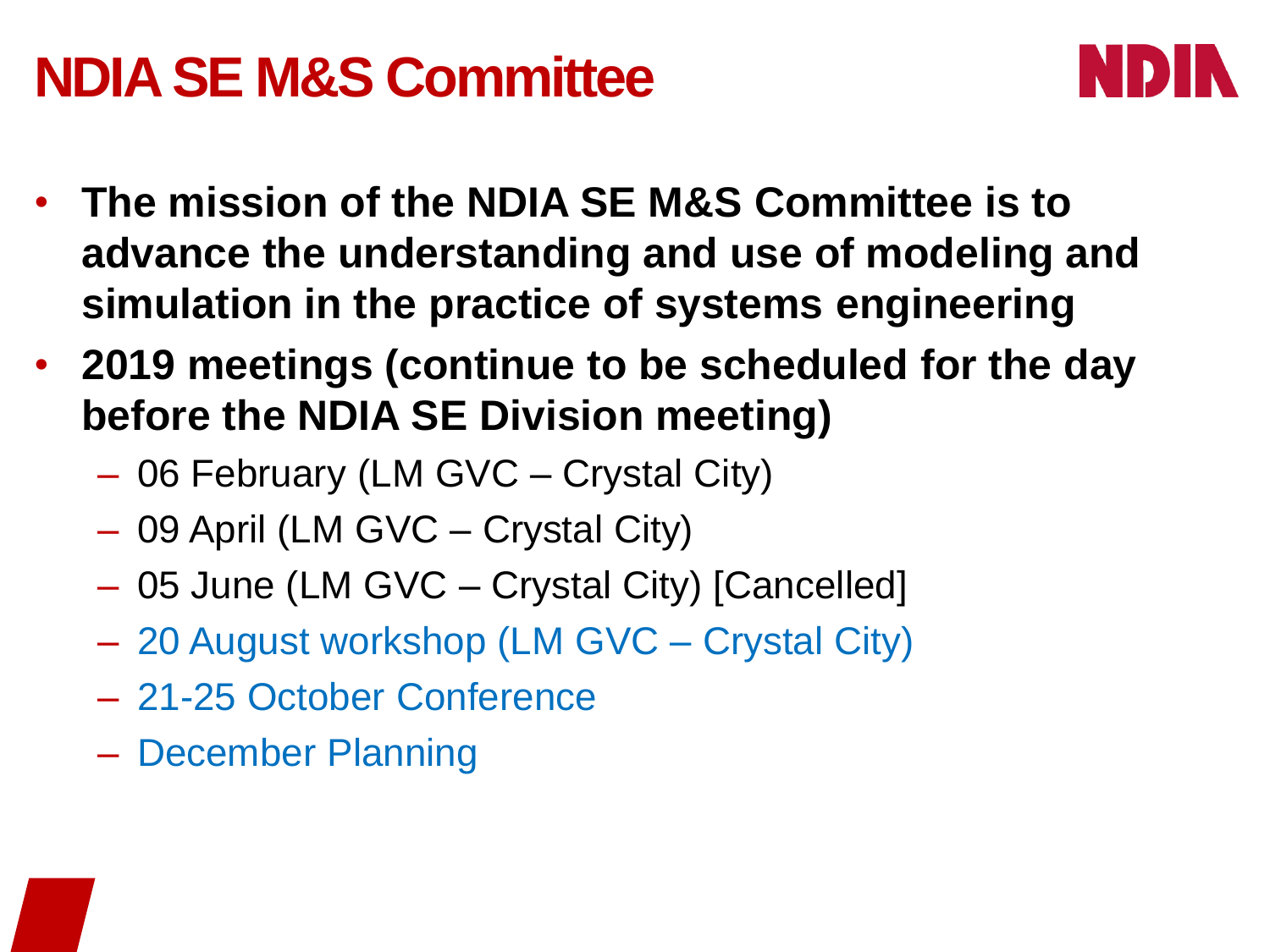# NDIA SE M&S Committee

- **The mission of the NDIA SE M&S Committee is to advance the understanding and use of modeling and simulation in the practice of systems engineering**
- **2019 meetings (continue to be scheduled for the day before the NDIA SE Division meeting)**
  - 06 February (LM GVC – Crystal City)
  - 09 April (LM GVC – Crystal City)
  - 05 June (LM GVC – Crystal City) [Cancelled]
  - 20 August workshop (LM GVC – Crystal City)
  - 21-25 October Conference
  - December Planning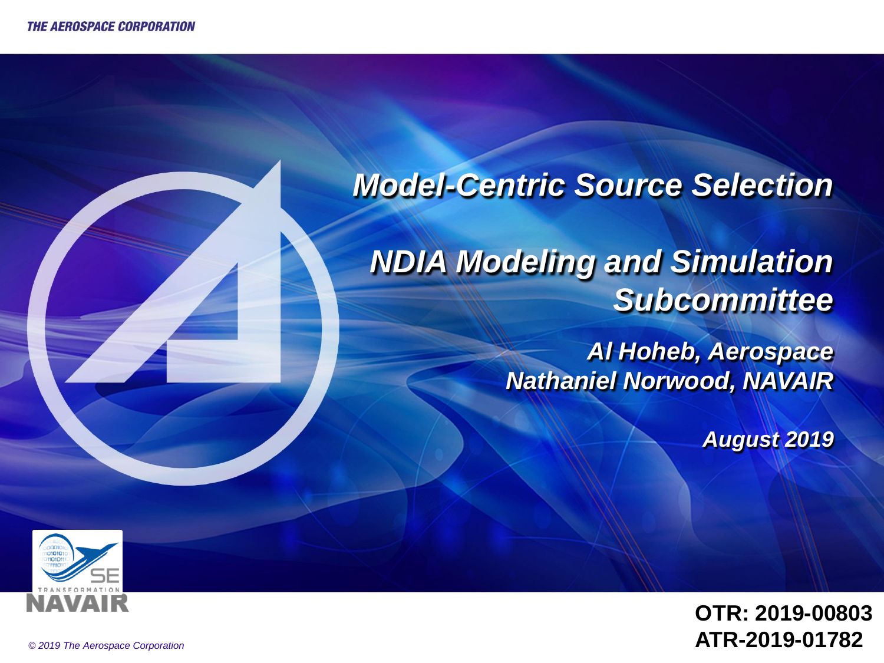# Model-Centric Source Selection

## NDIA Modeling and Simulation Subcommittee

*Al Hoheb, Aerospace*
*Nathaniel Norwood, NAVAIR*

*August 2019*

SE TRANSFORMATION NAVAIR

**OTR: 2019-00803**
**ATR-2019-01782**

*© 2019 The Aerospace Corporation*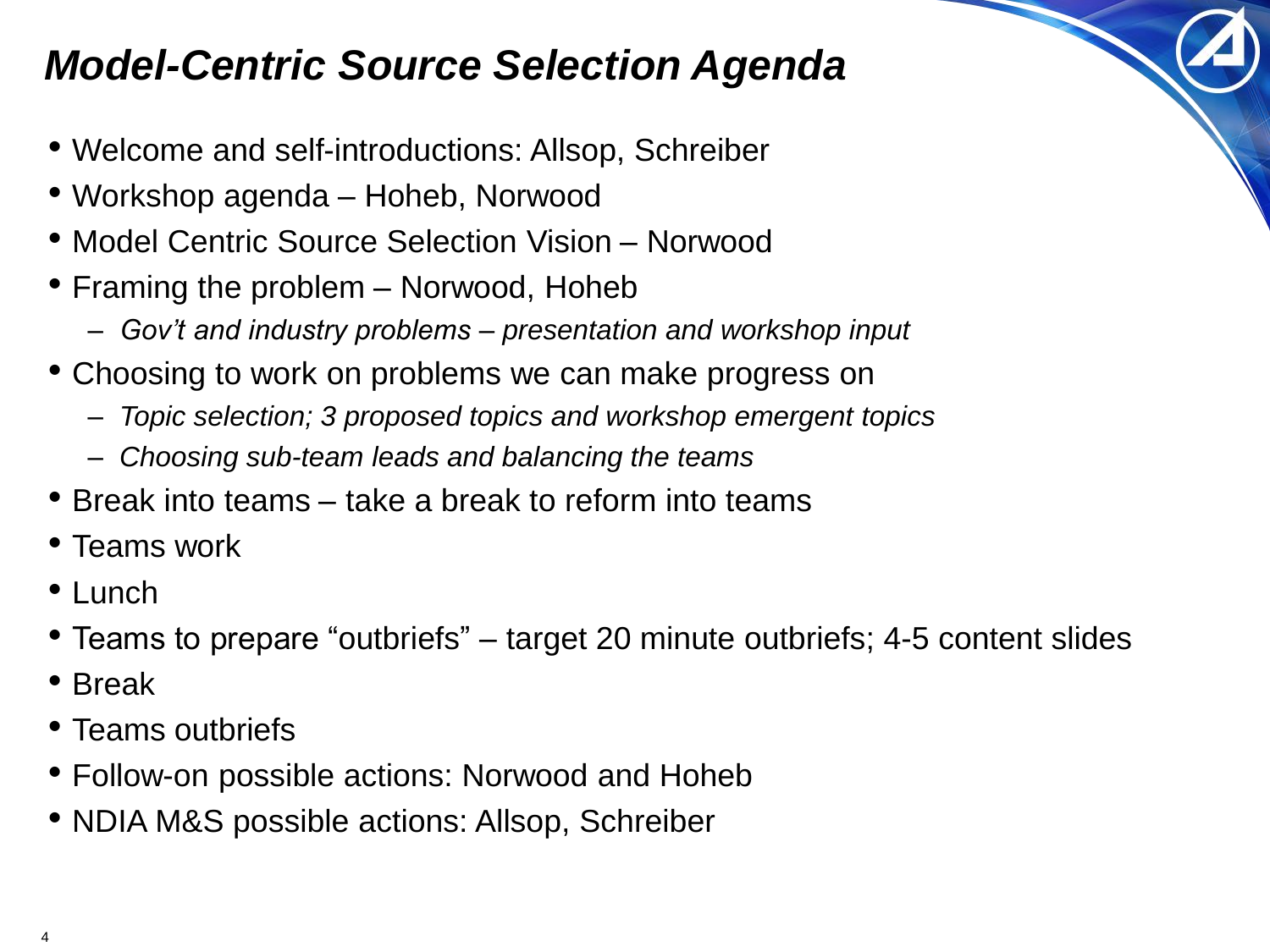# *Model-Centric Source Selection Agenda*

- Welcome and self-introductions: Allsop, Schreiber
- Workshop agenda – Hoheb, Norwood
- Model Centric Source Selection Vision – Norwood
- Framing the problem – Norwood, Hoheb
  - *Gov't and industry problems – presentation and workshop input*
- Choosing to work on problems we can make progress on
  - *Topic selection; 3 proposed topics and workshop emergent topics*
  - *Choosing sub-team leads and balancing the teams*
- Break into teams – take a break to reform into teams
- Teams work
- Lunch
- Teams to prepare "outbriefs" – target 20 minute outbriefs; 4-5 content slides
- Break
- Teams outbriefs
- Follow-on possible actions: Norwood and Hoheb
- NDIA M&S possible actions: Allsop, Schreiber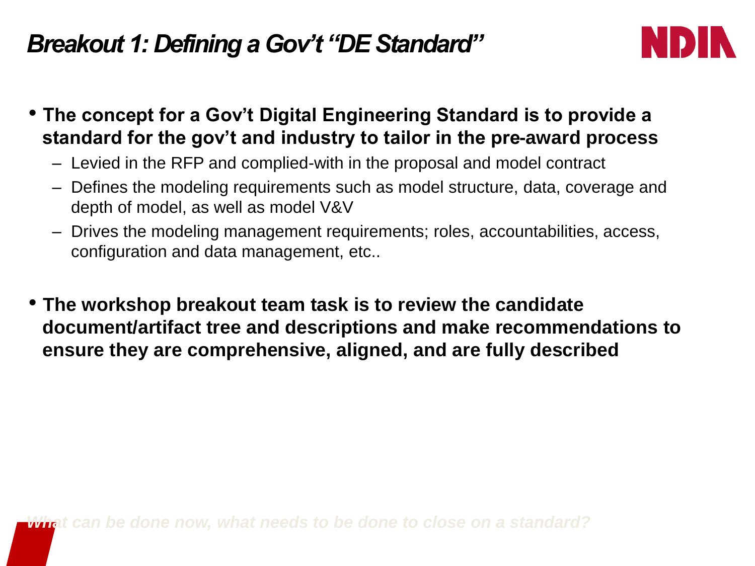# Breakout 1: Defining a Gov't "DE Standard"

- **The concept for a Gov't Digital Engineering Standard is to provide a standard for the gov't and industry to tailor in the pre-award process**
  - Levied in the RFP and complied-with in the proposal and model contract
  - Defines the modeling requirements such as model structure, data, coverage and depth of model, as well as model V&V
  - Drives the modeling management requirements; roles, accountabilities, access, configuration and data management, etc..

- **The workshop breakout team task is to review the candidate document/artifact tree and descriptions and make recommendations to ensure they are comprehensive, aligned, and are fully described**

***What can be done now, what needs to be done to close on a standard?***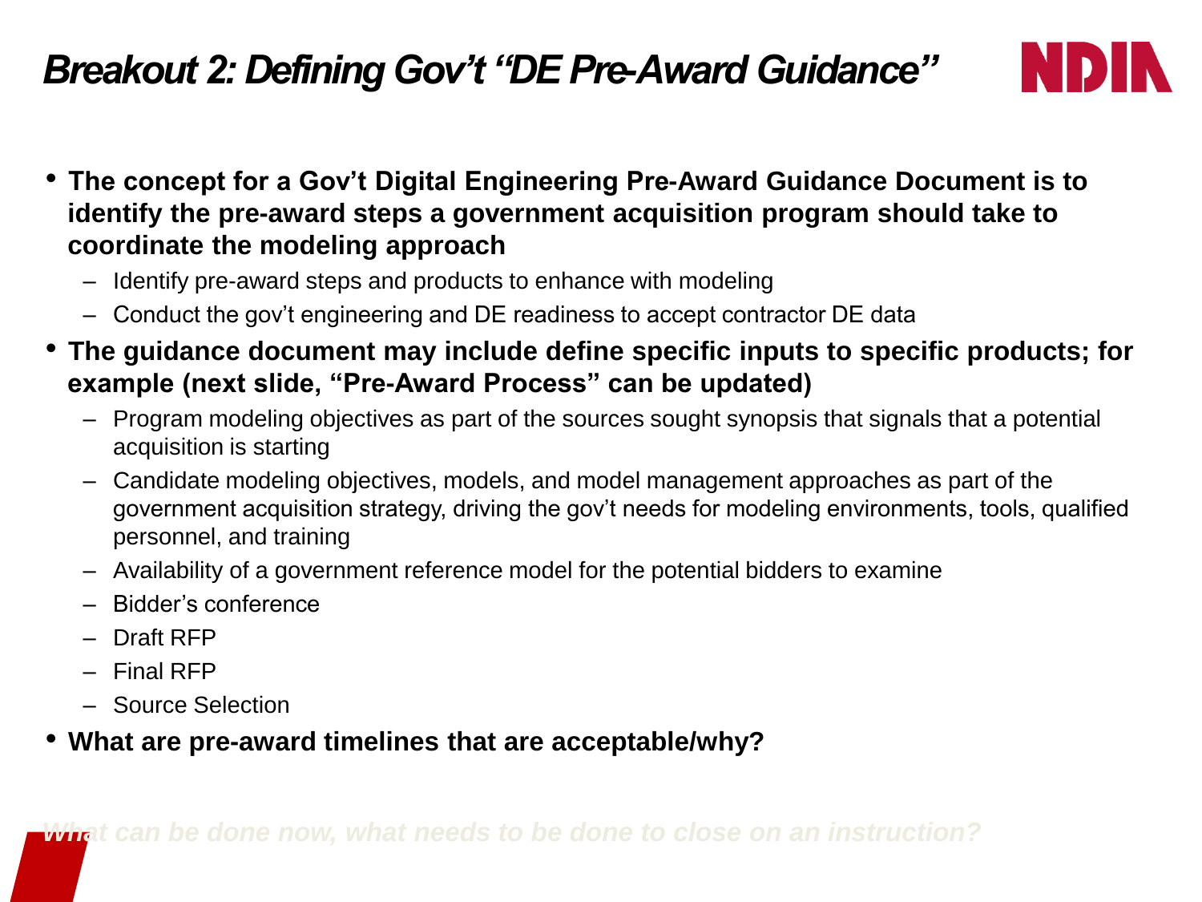# *Breakout 2: Defining Gov't "DE Pre-Award Guidance"*

- **The concept for a Gov't Digital Engineering Pre-Award Guidance Document is to identify the pre-award steps a government acquisition program should take to coordinate the modeling approach**
  - Identify pre-award steps and products to enhance with modeling
  - Conduct the gov't engineering and DE readiness to accept contractor DE data
- **The guidance document may include define specific inputs to specific products; for example (next slide, "Pre-Award Process" can be updated)**
  - Program modeling objectives as part of the sources sought synopsis that signals that a potential acquisition is starting
  - Candidate modeling objectives, models, and model management approaches as part of the government acquisition strategy, driving the gov't needs for modeling environments, tools, qualified personnel, and training
  - Availability of a government reference model for the potential bidders to examine
  - Bidder's conference
  - Draft RFP
  - Final RFP
  - Source Selection
- **What are pre-award timelines that are acceptable/why?**

***What can be done now, what needs to be done to close on an instruction?***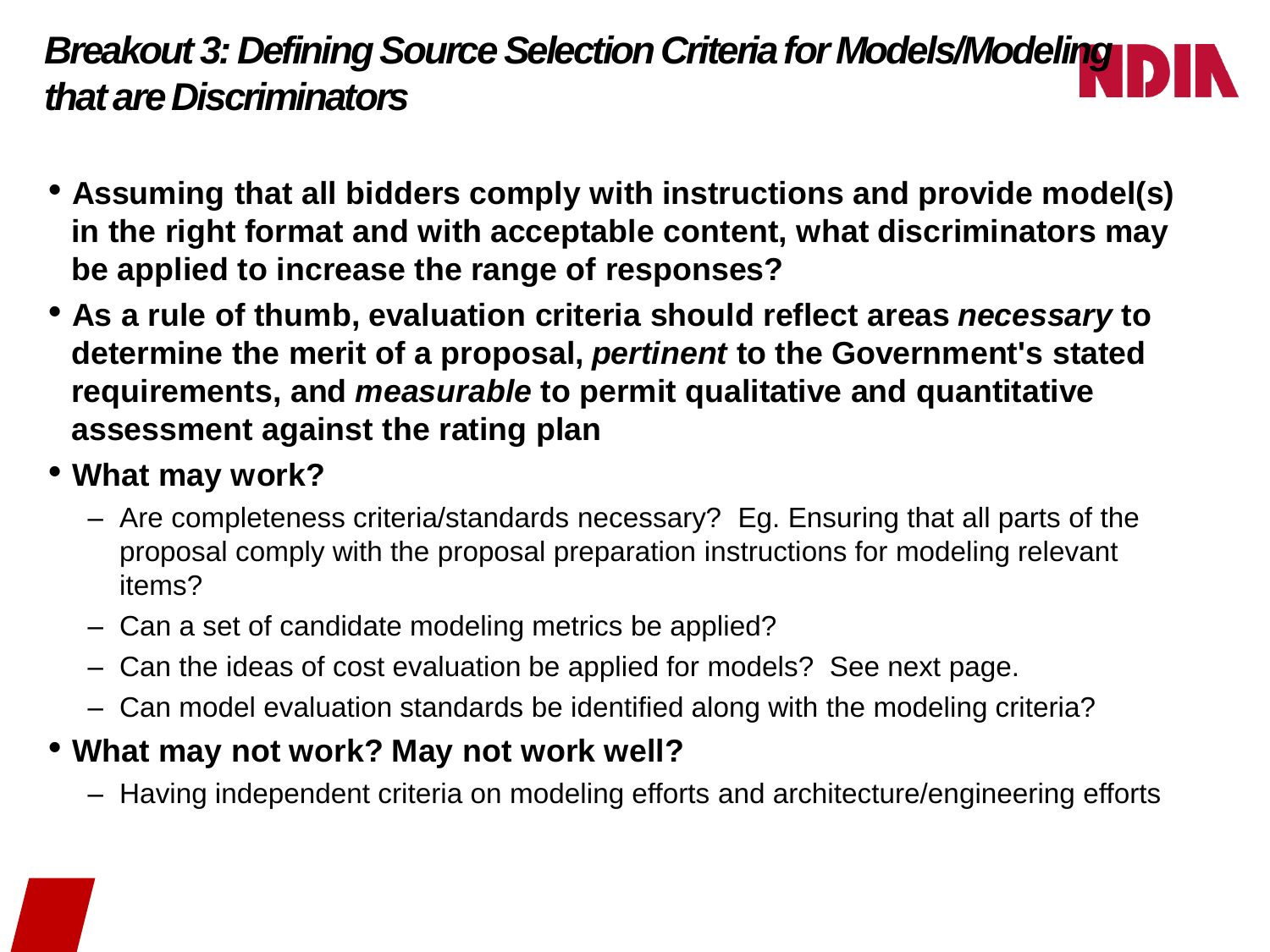# *Breakout 3: Defining Source Selection Criteria for Models/Modeling that are Discriminators*

- **Assuming that all bidders comply with instructions and provide model(s) in the right format and with acceptable content, what discriminators may be applied to increase the range of responses?**
- **As a rule of thumb, evaluation criteria should reflect areas *necessary* to determine the merit of a proposal, *pertinent* to the Government's stated requirements, and *measurable* to permit qualitative and quantitative assessment against the rating plan**
- **What may work?**
  - Are completeness criteria/standards necessary? Eg. Ensuring that all parts of the proposal comply with the proposal preparation instructions for modeling relevant items?
  - Can a set of candidate modeling metrics be applied?
  - Can the ideas of cost evaluation be applied for models? See next page.
  - Can model evaluation standards be identified along with the modeling criteria?
- **What may not work? May not work well?**
  - Having independent criteria on modeling efforts and architecture/engineering efforts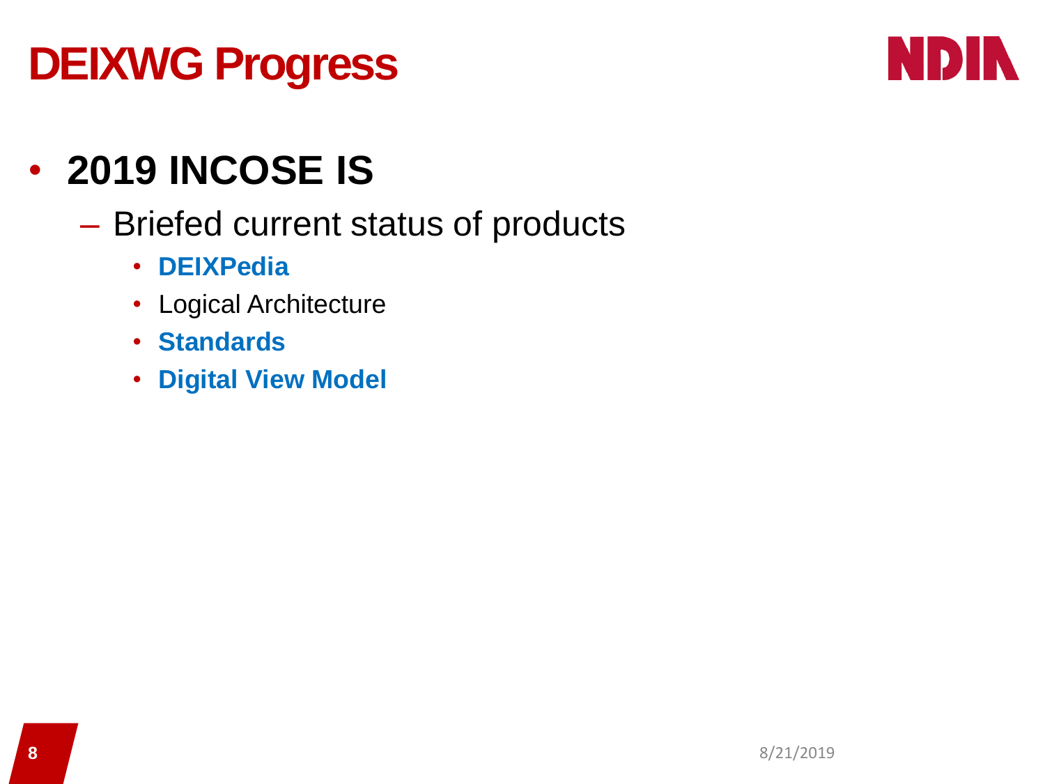# DEIXWG Progress

- **2019 INCOSE IS**
  - Briefed current status of products
    - **DEIXPedia**
    - Logical Architecture
    - **Standards**
    - **Digital View Model**